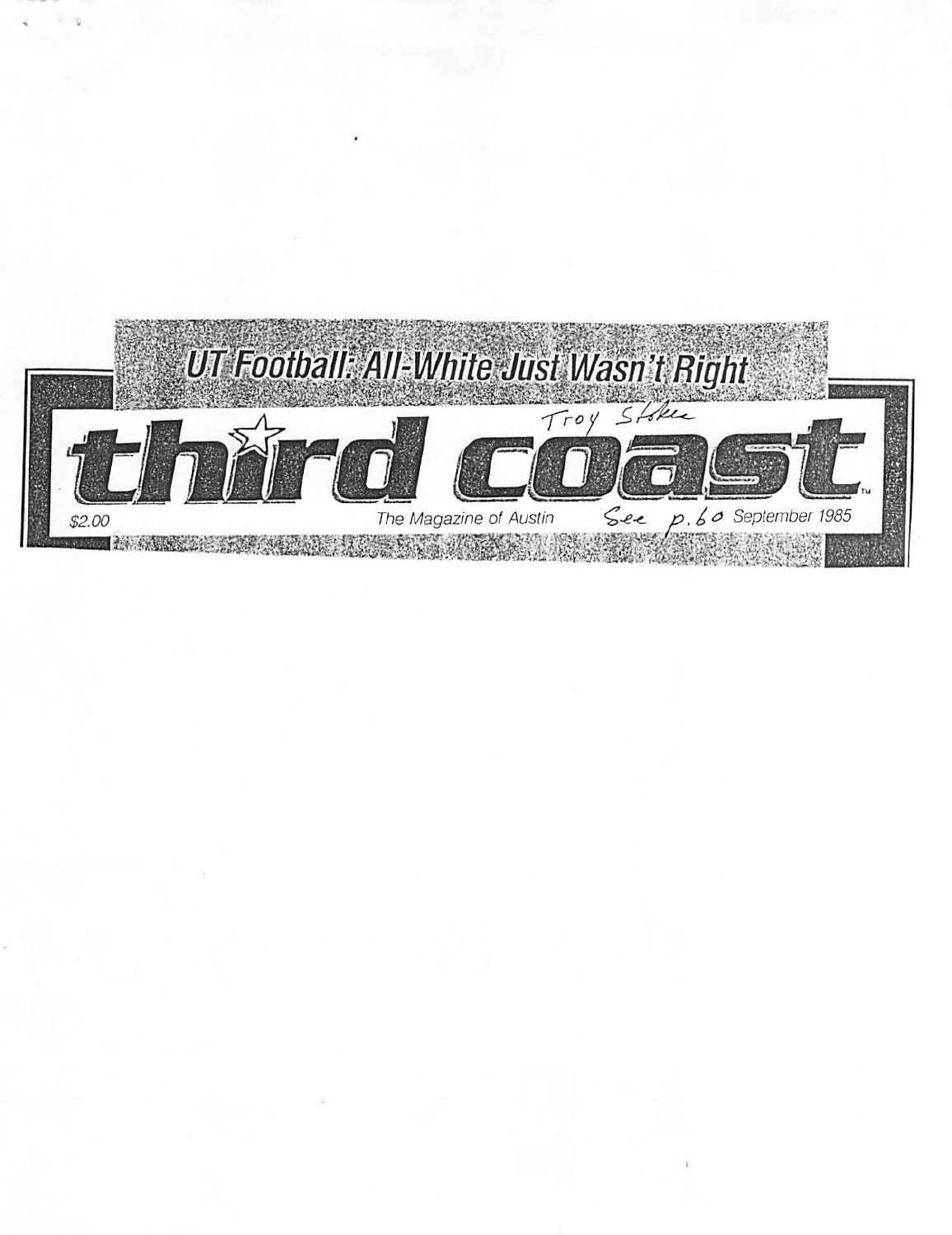UT Football: All-White Just Wasn't Right

# third coast

Troy Stokes

$2.00 The Magazine of Austin See p. 60 September 1985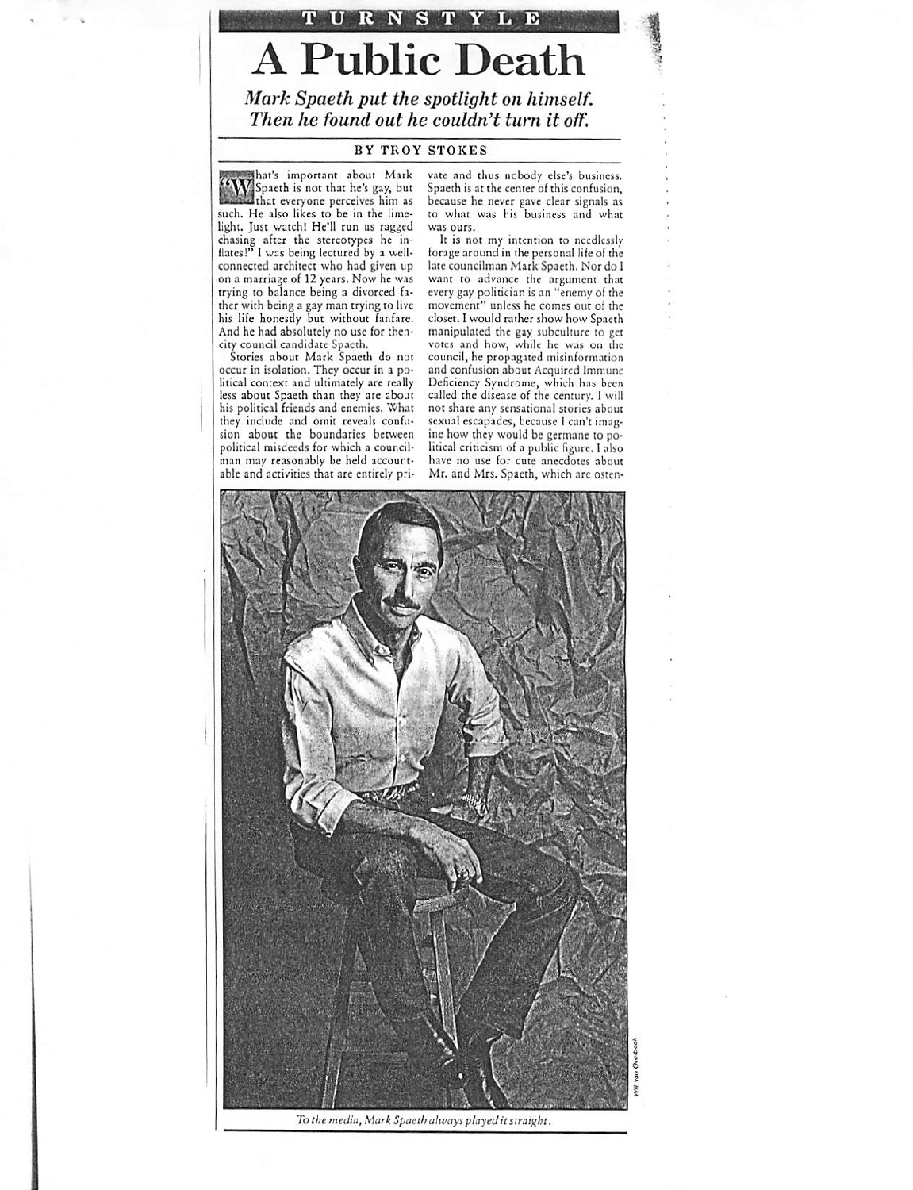TURNSTYLE

# A Public Death

*Mark Spaeth put the spotlight on himself. Then he found out he couldn't turn it off.*

BY TROY STOKES

"What's important about Mark Spaeth is not that he's gay, but that everyone perceives him as such. He also likes to be in the limelight. Just watch! He'll run us ragged chasing after the stereotypes he inflates!" I was being lectured by a well-connected architect who had given up on a marriage of 12 years. Now he was trying to balance being a divorced father with being a gay man trying to live his life honestly but without fanfare. And he had absolutely no use for then-city council candidate Spaeth.

Stories about Mark Spaeth do not occur in isolation. They occur in a political context and ultimately are really less about Spaeth than they are about his political friends and enemies. What they include and omit reveals confusion about the boundaries between political misdeeds for which a councilman may reasonably be held accountable and activities that are entirely private and thus nobody else's business. Spaeth is at the center of this confusion, because he never gave clear signals as to what was his business and what was ours.

It is not my intention to needlessly forage around in the personal life of the late councilman Mark Spaeth. Nor do I want to advance the argument that every gay politician is an "enemy of the movement" unless he comes out of the closet. I would rather show how Spaeth manipulated the gay subculture to get votes and how, while he was on the council, he propagated misinformation and confusion about Acquired Immune Deficiency Syndrome, which has been called the disease of the century. I will not share any sensational stories about sexual escapades, because I can't imagine how they would be germane to political criticism of a public figure. I also have no use for cute anecdotes about Mr. and Mrs. Spaeth, which are osten-

*To the media, Mark Spaeth always played it straight.*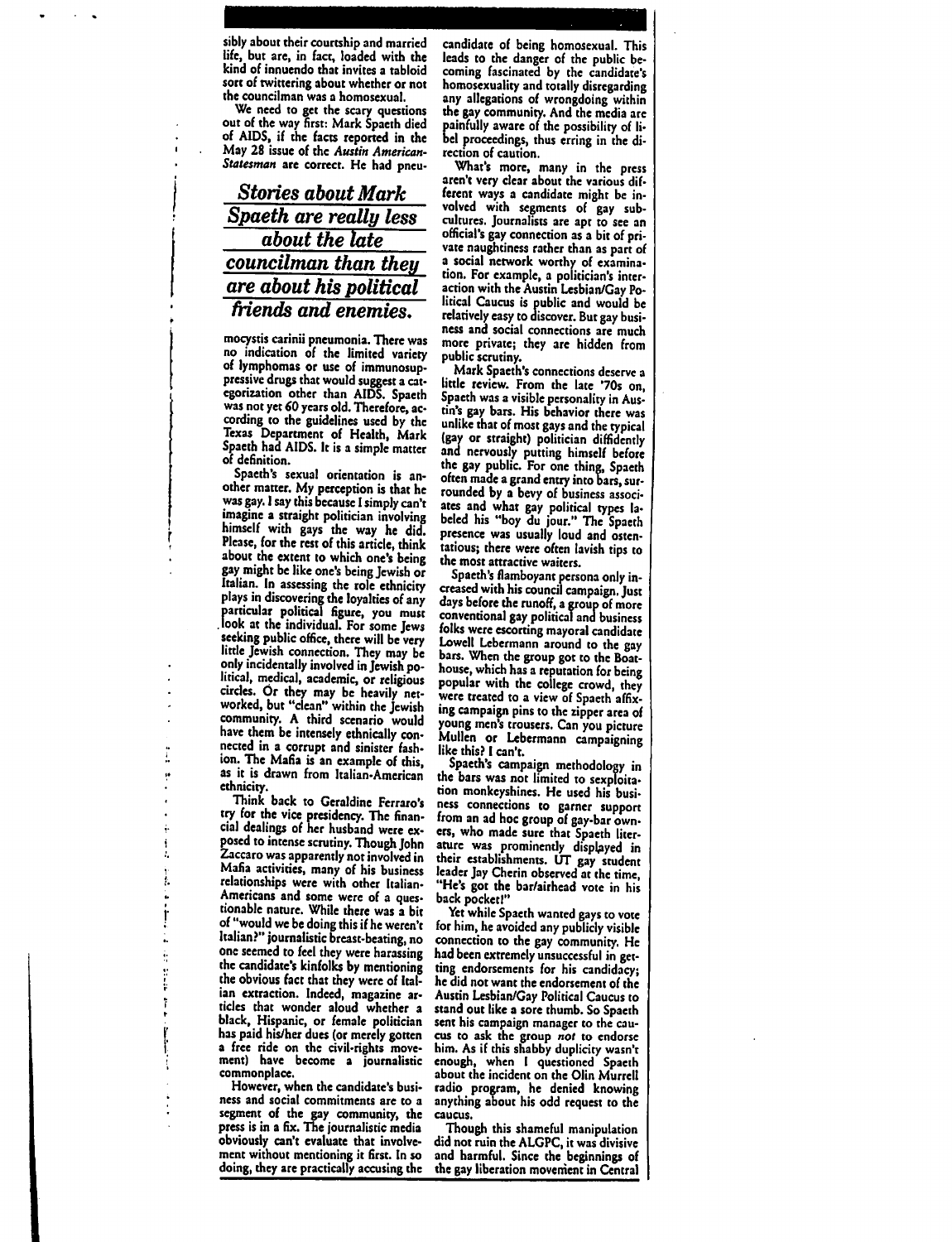sibly about their courtship and married life, but are, in fact, loaded with the kind of innuendo that invites a tabloid sort of twittering about whether or not the councilman was a homosexual.

We need to get the scary questions out of the way first: Mark Spaeth died of AIDS, if the facts reported in the May 28 issue of the *Austin American-Statesman* are correct. He had pneumocystis carinii pneumonia. There was no indication of the limited variety of lymphomas or use of immunosuppressive drugs that would suggest a categorization other than AIDS. Spaeth was not yet 60 years old. Therefore, according to the guidelines used by the Texas Department of Health, Mark Spaeth had AIDS. It is a simple matter of definition.

***Stories about Mark Spaeth are really less about the late councilman than they are about his political friends and enemies.***

Spaeth's sexual orientation is another matter. My perception is that he was gay. I say this because I simply can't imagine a straight politician involving himself with gays the way he did. Please, for the rest of this article, think about the extent to which one's being gay might be like one's being Jewish or Italian. In assessing the role ethnicity plays in discovering the loyalties of any particular political figure, you must look at the individual. For some Jews seeking public office, there will be very little Jewish connection. They may be only incidentally involved in Jewish political, medical, academic, or religious circles. Or they may be heavily networked, but "clean" within the Jewish community. A third scenario would have them be intensely ethnically connected in a corrupt and sinister fashion. The Mafia is an example of this, as it is drawn from Italian-American ethnicity.

Think back to Geraldine Ferraro's try for the vice presidency. The financial dealings of her husband were exposed to intense scrutiny. Though John Zaccaro was apparently not involved in Mafia activities, many of his business relationships were with other Italian-Americans and some were of a questionable nature. While there was a bit of "would we be doing this if he weren't Italian?" journalistic breast-beating, no one seemed to feel they were harassing the candidate's kinfolks by mentioning the obvious fact that they were of Italian extraction. Indeed, magazine articles that wonder aloud whether a black, Hispanic, or female politician has paid his/her dues (or merely gotten a free ride on the civil-rights movement) have become a journalistic commonplace.

However, when the candidate's business and social commitments are to a segment of the gay community, the press is in a fix. The journalistic media obviously can't evaluate that involvement without mentioning it first. In so doing, they are practically accusing the candidate of being homosexual. This leads to the danger of the public becoming fascinated by the candidate's homosexuality and totally disregarding any allegations of wrongdoing within the gay community. And the media are painfully aware of the possibility of libel proceedings, thus erring in the direction of caution.

What's more, many in the press aren't very clear about the various different ways a candidate might be involved with segments of gay subcultures. Journalists are apt to see an official's gay connection as a bit of private naughtiness rather than as part of a social network worthy of examination. For example, a politician's interaction with the Austin Lesbian/Gay Political Caucus is public and would be relatively easy to discover. But gay business and social connections are much more private; they are hidden from public scrutiny.

Mark Spaeth's connections deserve a little review. From the late '70s on, Spaeth was a visible personality in Austin's gay bars. His behavior there was unlike that of most gays and the typical (gay or straight) politician diffidently and nervously putting himself before the gay public. For one thing, Spaeth often made a grand entry into bars, surrounded by a bevy of business associates and what gay political types labeled his "boy du jour." The Spaeth presence was usually loud and ostentatious; there were often lavish tips to the most attractive waiters.

Spaeth's flamboyant persona only increased with his council campaign. Just days before the runoff, a group of more conventional gay political and business folks were escorting mayoral candidate Lowell Lebermann around to the gay bars. When the group got to the Boathouse, which has a reputation for being popular with the college crowd, they were treated to a view of Spaeth affixing campaign pins to the zipper area of young men's trousers. Can you picture Mullen or Lebermann campaigning like this? I can't.

Spaeth's campaign methodology in the bars was not limited to sexploitation monkeyshines. He used his business connections to garner support from an ad hoc group of gay-bar owners, who made sure that Spaeth literature was prominently displayed in their establishments. UT gay student leader Jay Cherin observed at the time, "He's got the bar/airhead vote in his back pocket!"

Yet while Spaeth wanted gays to vote for him, he avoided any publicly visible connection to the gay community. He had been extremely unsuccessful in getting endorsements for his candidacy; he did not want the endorsement of the Austin Lesbian/Gay Political Caucus to stand out like a sore thumb. So Spaeth sent his campaign manager to the caucus to ask the group *not* to endorse him. As if this shabby duplicity wasn't enough, when I questioned Spaeth about the incident on the Olin Murrell radio program, he denied knowing anything about his odd request to the caucus.

Though this shameful manipulation did not ruin the ALGPC, it was divisive and harmful. Since the beginnings of the gay liberation movement in Central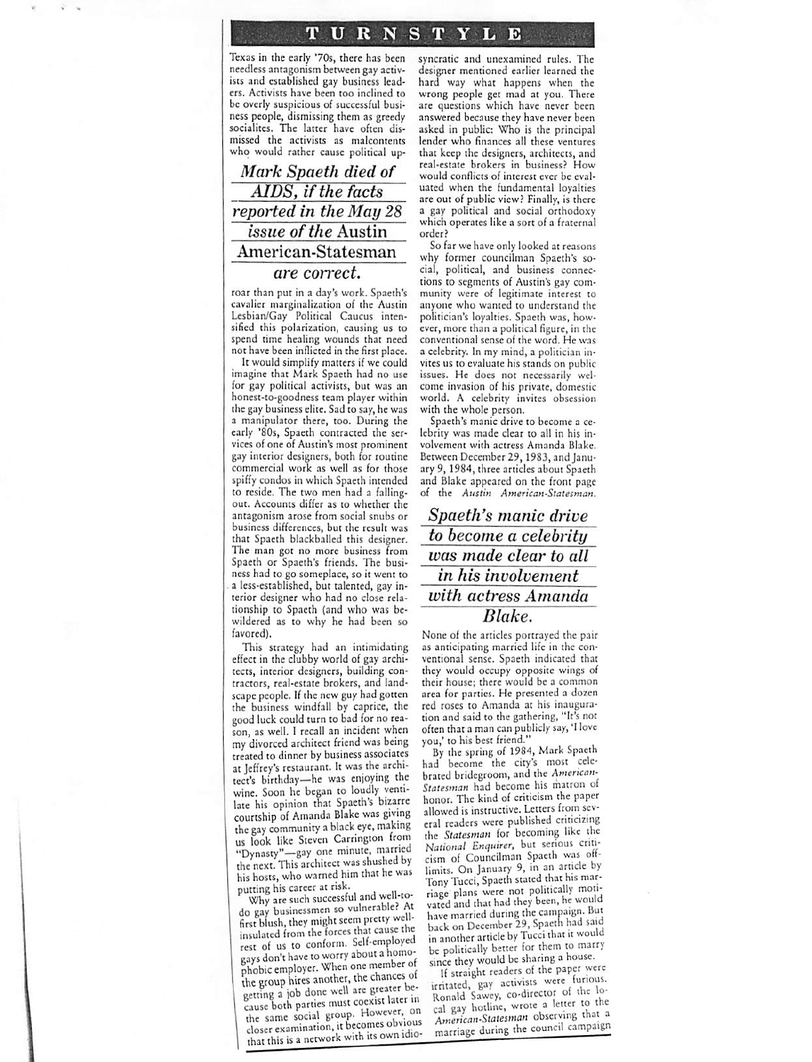Texas in the early '70s, there has been needless antagonism between gay activists and established gay business leaders. Activists have been too inclined to be overly suspicious of successful business people, dismissing them as greedy socialites. The latter have often dismissed the activists as malcontents who would rather cause political up-

> *Mark Spaeth died of AIDS, if the facts reported in the May 28 issue of the* Austin American-Statesman *are correct.*

roar than put in a day's work. Spaeth's cavalier marginalization of the Austin Lesbian/Gay Political Caucus intensified this polarization, causing us to spend time healing wounds that need not have been inflicted in the first place.

It would simplify matters if we could imagine that Mark Spaeth had no use for gay political activists, but was an honest-to-goodness team player within the gay business elite. Sad to say, he was a manipulator there, too. During the early '80s, Spaeth contracted the services of one of Austin's most prominent gay interior designers, both for routine commercial work as well as for those spiffy condos in which Spaeth intended to reside. The two men had a falling-out. Accounts differ as to whether the antagonism arose from social snubs or business differences, but the result was that Spaeth blackballed this designer. The man got no more business from Spaeth or Spaeth's friends. The business had to go someplace, so it went to a less-established, but talented, gay interior designer who had no close relationship to Spaeth (and who was bewildered as to why he had been so favored).

This strategy had an intimidating effect in the clubby world of gay architects, interior designers, building contractors, real-estate brokers, and landscape people. If the new guy had gotten the business windfall by caprice, the good luck could turn to bad for no reason, as well. I recall an incident when my divorced architect friend was being treated to dinner by business associates at Jeffrey's restaurant. It was the architect's birthday—he was enjoying the wine. Soon he began to loudly ventilate his opinion that Spaeth's bizarre courtship of Amanda Blake was giving the gay community a black eye, making us look like Steven Carrington from "Dynasty"—gay one minute, married the next. This architect was shushed by his hosts, who warned him that he was putting his career at risk.

Why are such successful and well-to-do gay businessmen so vulnerable? At first blush, they might seem pretty well-insulated from the forces that cause the rest of us to conform. Self-employed gays don't have to worry about a homophobic employer. When one member of the group hires another, the chances of getting a job done well are greater because both parties must coexist later in the same social group. However, on closer examination, it becomes obvious that this is a network with its own idiosyncratic and unexamined rules. The designer mentioned earlier learned the hard way what happens when the wrong people get mad at you. There are questions which have never been answered because they have never been asked in public: Who is the principal lender who finances all these ventures that keep the designers, architects, and real-estate brokers in business? How would conflicts of interest ever be evaluated when the fundamental loyalties are out of public view? Finally, is there a gay political and social orthodoxy which operates like a sort of a fraternal order?

So far we have only looked at reasons why former councilman Spaeth's social, political, and business connections to segments of Austin's gay community were of legitimate interest to anyone who wanted to understand the politician's loyalties. Spaeth was, however, more than a political figure, in the conventional sense of the word. He was a celebrity. In my mind, a politician invites us to evaluate his stands on public issues. He does not necessarily welcome invasion of his private, domestic world. A celebrity invites obsession with the whole person.

Spaeth's manic drive to become a celebrity was made clear to all in his involvement with actress Amanda Blake. Between December 29, 1983, and January 9, 1984, three articles about Spaeth and Blake appeared on the front page of the *Austin American-Statesman.*

> *Spaeth's manic drive to become a celebrity was made clear to all in his involvement with actress Amanda Blake.*

None of the articles portrayed the pair as anticipating married life in the conventional sense. Spaeth indicated that they would occupy opposite wings of their house; there would be a common area for parties. He presented a dozen red roses to Amanda at his inauguration and said to the gathering, "It's not often that a man can publicly say, 'I love you,' to his best friend."

By the spring of 1984, Mark Spaeth had become the city's most celebrated bridegroom, and the *American-Statesman* had become his matron of honor. The kind of criticism the paper allowed is instructive. Letters from several readers were published criticizing the *Statesman* for becoming like the *National Enquirer*, but serious criticism of Councilman Spaeth was off-limits. On January 9, in an article by Tony Tucci, Spaeth stated that his marriage plans were not politically motivated and that had they been, he would have married during the campaign. But back on December 29, Spaeth had said in another article by Tucci that it would be politically better for them to marry since they would be sharing a house.

If straight readers of the paper were irritated, gay activists were furious. Ronald Sawey, co-director of the local gay hotline, wrote a letter to the *American-Statesman* observing that a marriage during the council campaign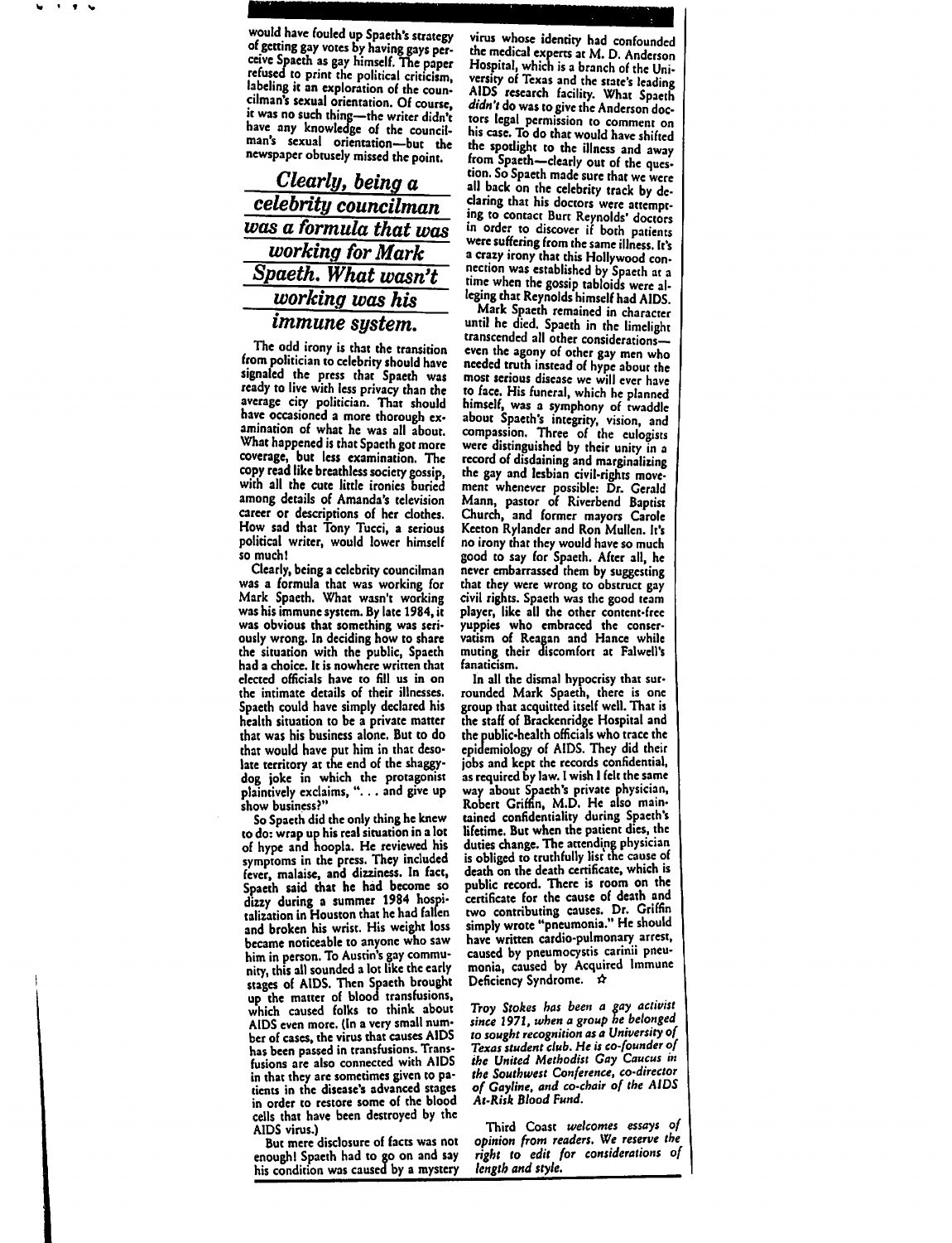would have fouled up Spaeth's strategy of getting gay votes by having gays perceive Spaeth as gay himself. The paper refused to print the political criticism, labeling it an exploration of the councilman's sexual orientation. Of course, it was no such thing—the writer didn't have any knowledge of the councilman's sexual orientation—but the newspaper obtusely missed the point.

***Clearly, being a celebrity councilman was a formula that was working for Mark Spaeth. What wasn't working was his immune system.***

The odd irony is that the transition from politician to celebrity should have signaled the press that Spaeth was ready to live with less privacy than the average city politician. That should have occasioned a more thorough examination of what he was all about. What happened is that Spaeth got more coverage, but less examination. The copy read like breathless society gossip, with all the cute little ironies buried among details of Amanda's television career or descriptions of her clothes. How sad that Tony Tucci, a serious political writer, would lower himself so much!

Clearly, being a celebrity councilman was a formula that was working for Mark Spaeth. What wasn't working was his immune system. By late 1984, it was obvious that something was seriously wrong. In deciding how to share the situation with the public, Spaeth had a choice. It is nowhere written that elected officials have to fill us in on the intimate details of their illnesses. Spaeth could have simply declared his health situation to be a private matter that was his business alone. But to do that would have put him in that desolate territory at the end of the shaggy-dog joke in which the protagonist plaintively exclaims, ". . . and give up show business?"

So Spaeth did the only thing he knew to do: wrap up his real situation in a lot of hype and hoopla. He reviewed his symptoms in the press. They included fever, malaise, and dizziness. In fact, Spaeth said that he had become so dizzy during a summer 1984 hospitalization in Houston that he had fallen and broken his wrist. His weight loss became noticeable to anyone who saw him in person. To Austin's gay community, this all sounded a lot like the early stages of AIDS. Then Spaeth brought up the matter of blood transfusions, which caused folks to think about AIDS even more. (In a very small number of cases, the virus that causes AIDS has been passed in transfusions. Transfusions are also connected with AIDS in that they are sometimes given to patients in the disease's advanced stages in order to restore some of the blood cells that have been destroyed by the AIDS virus.)

But mere disclosure of facts was not enough! Spaeth had to go on and say his condition was caused by a mystery virus whose identity had confounded the medical experts at M. D. Anderson Hospital, which is a branch of the University of Texas and the state's leading AIDS research facility. What Spaeth *didn't* do was to give the Anderson doctors legal permission to comment on his case. To do that would have shifted the spotlight to the illness and away from Spaeth—clearly out of the question. So Spaeth made sure that we were all back on the celebrity track by declaring that his doctors were attempting to contact Burt Reynolds' doctors in order to discover if both patients were suffering from the same illness. It's a crazy irony that this Hollywood connection was established by Spaeth at a time when the gossip tabloids were alleging that Reynolds himself had AIDS.

Mark Spaeth remained in character until he died. Spaeth in the limelight transcended all other considerations—even the agony of other gay men who needed truth instead of hype about the most serious disease we will ever have to face. His funeral, which he planned himself, was a symphony of twaddle about Spaeth's integrity, vision, and compassion. Three of the eulogists were distinguished by their unity in a record of disdaining and marginalizing the gay and lesbian civil-rights movement whenever possible: Dr. Gerald Mann, pastor of Riverbend Baptist Church, and former mayors Carole Keeton Rylander and Ron Mullen. It's no irony that they would have so much good to say for Spaeth. After all, he never embarrassed them by suggesting that they were wrong to obstruct gay civil rights. Spaeth was the good team player, like all the other content-free yuppies who embraced the conservatism of Reagan and Hance while muting their discomfort at Falwell's fanaticism.

In all the dismal hypocrisy that surrounded Mark Spaeth, there is one group that acquitted itself well. That is the staff of Brackenridge Hospital and the public-health officials who trace the epidemiology of AIDS. They did their jobs and kept the records confidential, as required by law. I wish I felt the same way about Spaeth's private physician, Robert Griffin, M.D. He also maintained confidentiality during Spaeth's lifetime. But when the patient dies, the duties change. The attending physician is obliged to truthfully list the cause of death on the death certificate, which is public record. There is room on the certificate for the cause of death and two contributing causes. Dr. Griffin simply wrote "pneumonia." He should have written cardio-pulmonary arrest, caused by pneumocystis carinii pneumonia, caused by Acquired Immune Deficiency Syndrome. ☆

*Troy Stokes has been a gay activist since 1971, when a group he belonged to sought recognition as a University of Texas student club. He is co-founder of the United Methodist Gay Caucus in the Southwest Conference, co-director of Gayline, and co-chair of the AIDS At-Risk Blood Fund.*

Third Coast *welcomes essays of opinion from readers. We reserve the right to edit for considerations of length and style.*